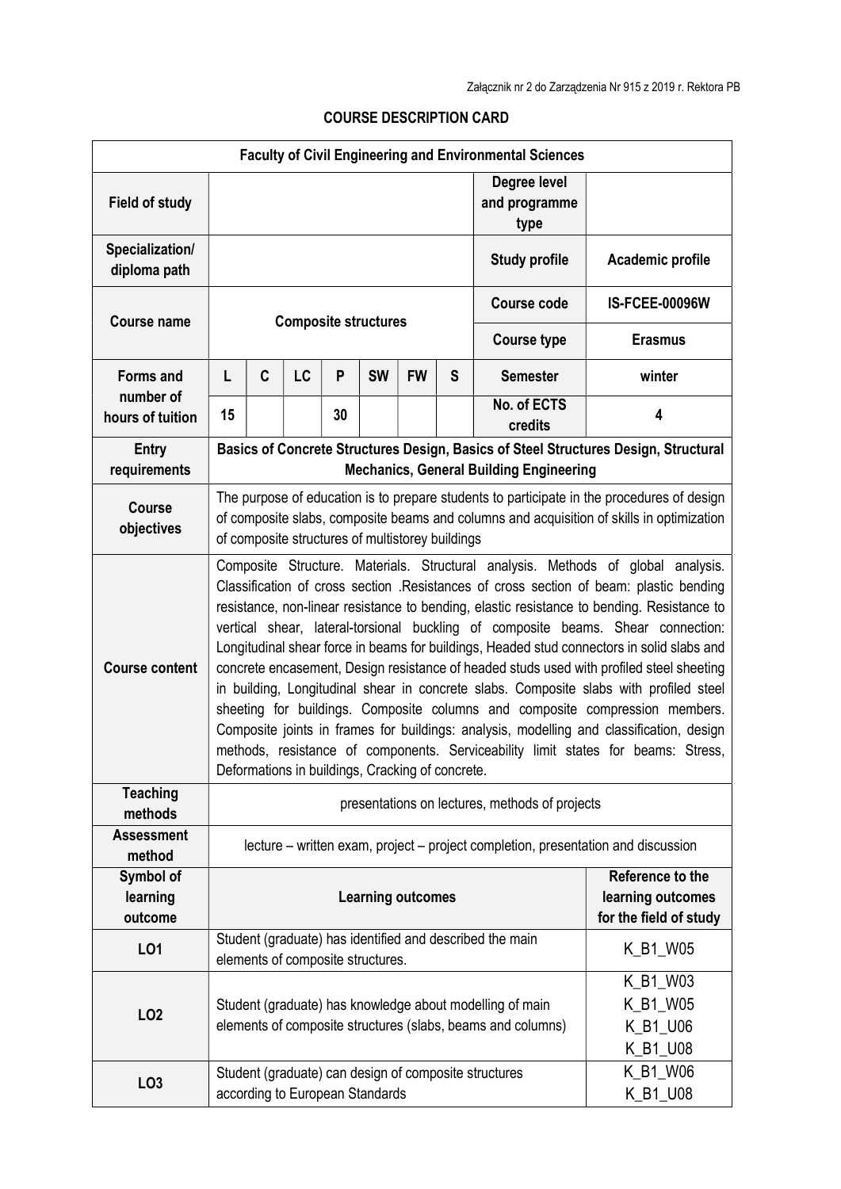Załącznik nr 2 do Zarządzenia Nr 915 z 2019 r. Rektora PB

# COURSE DESCRIPTION CARD

| **Faculty of Civil Engineering and Environmental Sciences** | | | | | | | | | |
|---|---|---|---|---|---|---|---|---|---|
| **Field of study** | | | | | | | | **Degree level and programme type** | |
| **Specialization/ diploma path** | | | | | | | | **Study profile** | **Academic profile** |
| **Course name** | **Composite structures** | | | | | | | **Course code** | **IS-FCEE-00096W** |
| | | | | | | | | **Course type** | **Erasmus** |
| **Forms and number of hours of tuition** | **L** | **C** | **LC** | **P** | **SW** | **FW** | **S** | **Semester** | **winter** |
| | 15 | | | 30 | | | | **No. of ECTS credits** | **4** |
| **Entry requirements** | **Basics of Concrete Structures Design, Basics of Steel Structures Design, Structural Mechanics, General Building Engineering** | | | | | | | | |
| **Course objectives** | The purpose of education is to prepare students to participate in the procedures of design of composite slabs, composite beams and columns and acquisition of skills in optimization of composite structures of multistorey buildings | | | | | | | | |
| **Course content** | Composite Structure. Materials. Structural analysis. Methods of global analysis. Classification of cross section .Resistances of cross section of beam: plastic bending resistance, non-linear resistance to bending, elastic resistance to bending. Resistance to vertical shear, lateral-torsional buckling of composite beams. Shear connection: Longitudinal shear force in beams for buildings, Headed stud connectors in solid slabs and concrete encasement, Design resistance of headed studs used with profiled steel sheeting in building, Longitudinal shear in concrete slabs. Composite slabs with profiled steel sheeting for buildings. Composite columns and composite compression members. Composite joints in frames for buildings: analysis, modelling and classification, design methods, resistance of components. Serviceability limit states for beams: Stress, Deformations in buildings, Cracking of concrete. | | | | | | | | |
| **Teaching methods** | presentations on lectures, methods of projects | | | | | | | | |
| **Assessment method** | lecture – written exam, project – project completion, presentation and discussion | | | | | | | | |
| **Symbol of learning outcome** | **Learning outcomes** | | | | | | | | **Reference to the learning outcomes for the field of study** |
| **LO1** | Student (graduate) has identified and described the main elements of composite structures. | | | | | | | | K_B1_W05 |
| **LO2** | Student (graduate) has knowledge about modelling of main elements of composite structures (slabs, beams and columns) | | | | | | | | K_B1_W03<br>K_B1_W05<br>K_B1_U06<br>K_B1_U08 |
| **LO3** | Student (graduate) can design of composite structures according to European Standards | | | | | | | | K_B1_W06<br>K_B1_U08 |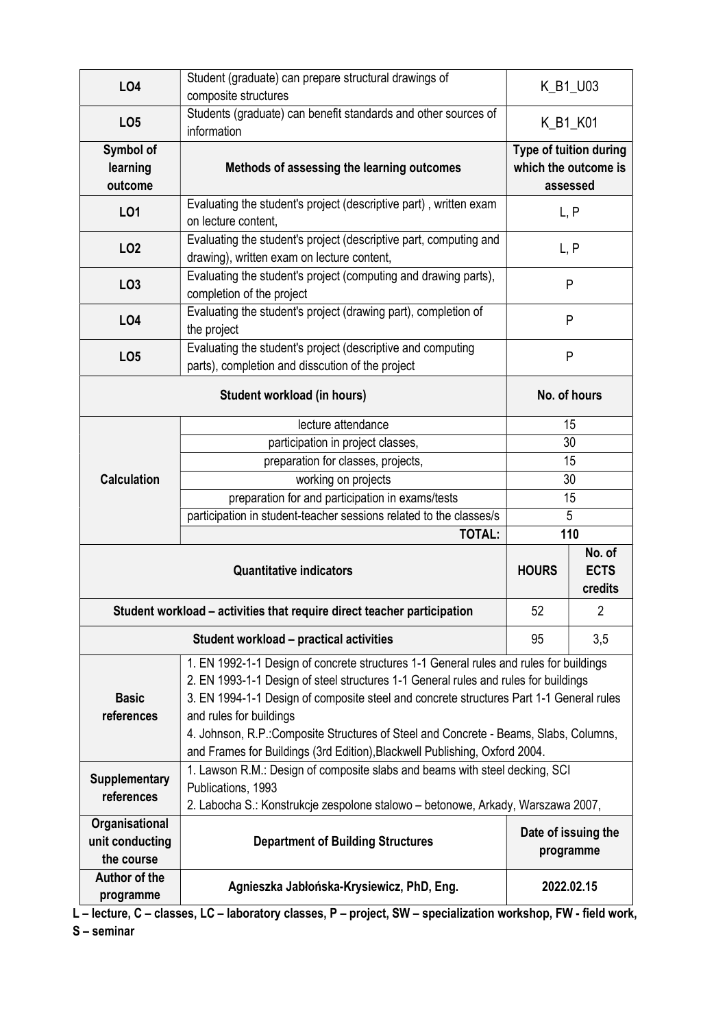| | | | |
|---|---|---|---|
| **LO4** | Student (graduate) can prepare structural drawings of composite structures | K_B1_U03 | |
| **LO5** | Students (graduate) can benefit standards and other sources of information | K_B1_K01 | |
| **Symbol of learning outcome** | **Methods of assessing the learning outcomes** | **Type of tuition during which the outcome is assessed** | |
| **LO1** | Evaluating the student's project (descriptive part) , written exam on lecture content, | L, P | |
| **LO2** | Evaluating the student's project (descriptive part, computing and drawing), written exam on lecture content, | L, P | |
| **LO3** | Evaluating the student's project (computing and drawing parts), completion of the project | P | |
| **LO4** | Evaluating the student's project (drawing part), completion of the project | P | |
| **LO5** | Evaluating the student's project (descriptive and computing parts), completion and disscution of the project | P | |
| **Student workload (in hours)** | | **No. of hours** | |
| **Calculation** | lecture attendance | 15 | |
| | participation in project classes, | 30 | |
| | preparation for classes, projects, | 15 | |
| | working on projects | 30 | |
| | preparation for and participation in exams/tests | 15 | |
| | participation in student-teacher sessions related to the classes/s | 5 | |
| | **TOTAL:** | **110** | |
| **Quantitative indicators** | | **HOURS** | **No. of ECTS credits** |
| **Student workload – activities that require direct teacher participation** | | 52 | 2 |
| **Student workload – practical activities** | | 95 | 3,5 |
| **Basic references** | 1. EN 1992-1-1 Design of concrete structures 1-1 General rules and rules for buildings<br>2. EN 1993-1-1 Design of steel structures 1-1 General rules and rules for buildings<br>3. EN 1994-1-1 Design of composite steel and concrete structures Part 1-1 General rules and rules for buildings<br>4. Johnson, R.P.:Composite Structures of Steel and Concrete - Beams, Slabs, Columns, and Frames for Buildings (3rd Edition),Blackwell Publishing, Oxford 2004. | | |
| **Supplementary references** | 1. Lawson R.M.: Design of composite slabs and beams with steel decking, SCI Publications, 1993<br>2. Labocha S.: Konstrukcje zespolone stalowo – betonowe, Arkady, Warszawa 2007, | | |
| **Organisational unit conducting the course** | **Department of Building Structures** | **Date of issuing the programme** | |
| **Author of the programme** | **Agnieszka Jabłońska-Krysiewicz, PhD, Eng.** | **2022.02.15** | |

**L – lecture, C – classes, LC – laboratory classes, P – project, SW – specialization workshop, FW - field work, S – seminar**